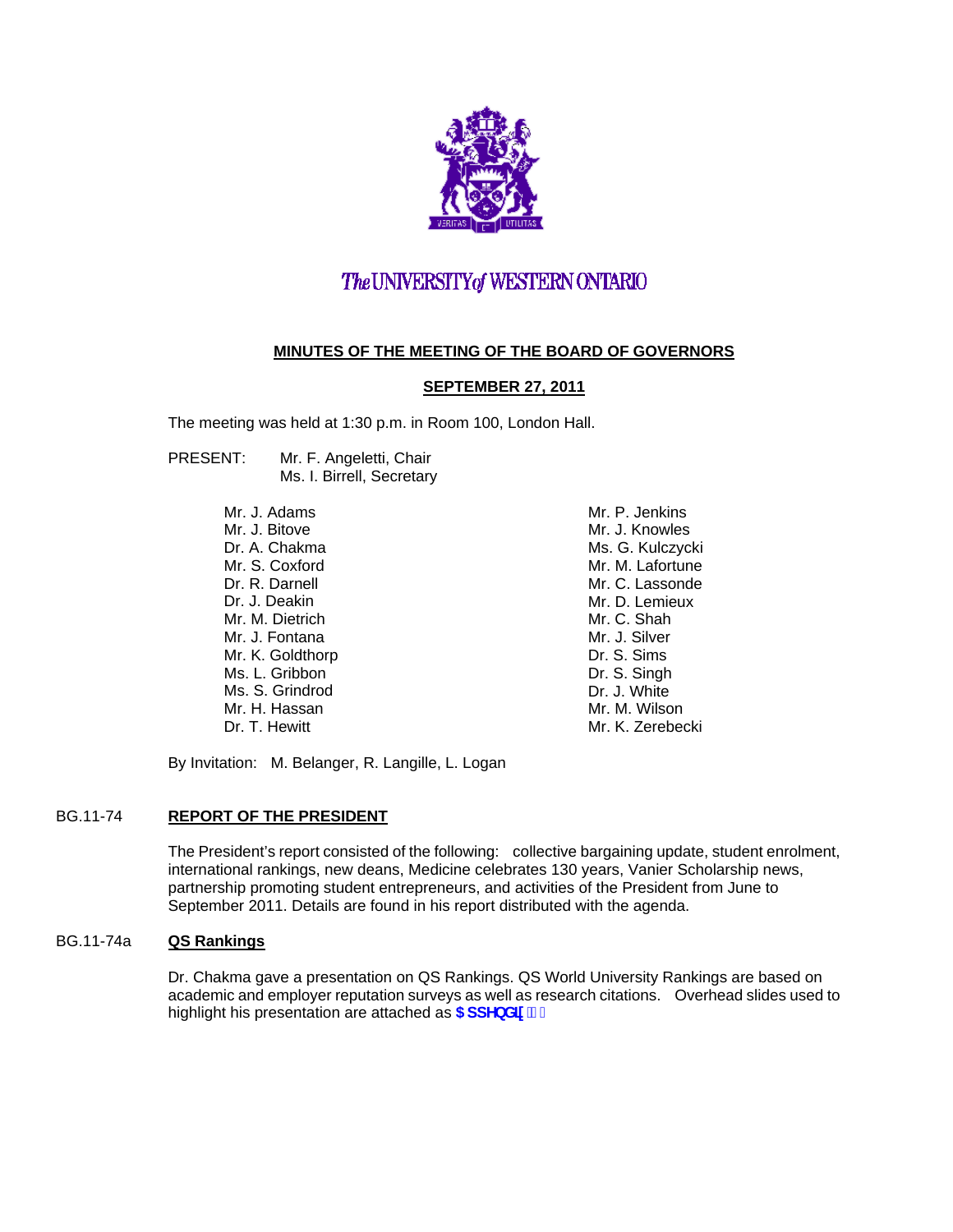The UNIVERSITY of WESTERN ONTARIO

**MINUTES OF THE MEETING OF THE BOARD OF GOVERNORS**

**SEPTEMBER 27, 2011**

The meeting was held at 1:30 p.m. in Room 100, London Hall.

PRESENT: Mr. F. Angeletti, Chair
Ms. I. Birrell, Secretary

Mr. J. Adams
Mr. J. Bitove
Dr. A. Chakma
Mr. S. Coxford
Dr. R. Darnell
Dr. J. Deakin
Mr. M. Dietrich
Mr. J. Fontana
Mr. K. Goldthorp
Ms. L. Gribbon
Ms. S. Grindrod
Mr. H. Hassan
Dr. T. Hewitt
Mr. P. Jenkins
Mr. J. Knowles
Ms. G. Kulczycki
Mr. M. Lafortune
Mr. C. Lassonde
Mr. D. Lemieux
Mr. C. Shah
Mr. J. Silver
Dr. S. Sims
Dr. S. Singh
Dr. J. White
Mr. M. Wilson
Mr. K. Zerebecki

By Invitation: M. Belanger, R. Langille, L. Logan

**BG.11-74 REPORT OF THE PRESIDENT**

The President's report consisted of the following: collective bargaining update, student enrolment, international rankings, new deans, Medicine celebrates 130 years, Vanier Scholarship news, partnership promoting student entrepreneurs, and activities of the President from June to September 2011. Details are found in his report distributed with the agenda.

**BG.11-74a QS Rankings**

Dr. Chakma gave a presentation on QS Rankings. QS World University Rankings are based on academic and employer reputation surveys as well as research citations. Overhead slides used to highlight his presentation are attached as **Appendix 1.**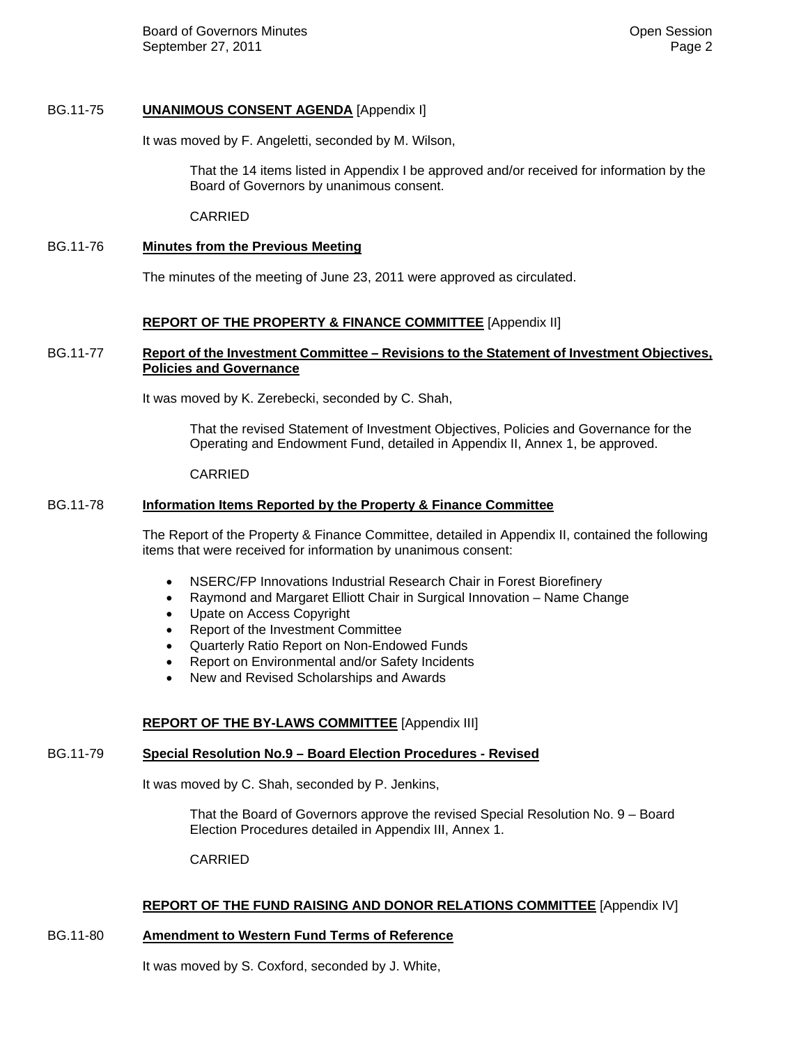BG.11-75 **UNANIMOUS CONSENT AGENDA** [Appendix I]

It was moved by F. Angeletti, seconded by M. Wilson,

> That the 14 items listed in Appendix I be approved and/or received for information by the Board of Governors by unanimous consent.
>
> CARRIED

BG.11-76 **Minutes from the Previous Meeting**

The minutes of the meeting of June 23, 2011 were approved as circulated.

**REPORT OF THE PROPERTY & FINANCE COMMITTEE** [Appendix II]

BG.11-77 **Report of the Investment Committee – Revisions to the Statement of Investment Objectives, Policies and Governance**

It was moved by K. Zerebecki, seconded by C. Shah,

> That the revised Statement of Investment Objectives, Policies and Governance for the Operating and Endowment Fund, detailed in Appendix II, Annex 1, be approved.
>
> CARRIED

BG.11-78 **Information Items Reported by the Property & Finance Committee**

The Report of the Property & Finance Committee, detailed in Appendix II, contained the following items that were received for information by unanimous consent:

- NSERC/FP Innovations Industrial Research Chair in Forest Biorefinery
- Raymond and Margaret Elliott Chair in Surgical Innovation – Name Change
- Upate on Access Copyright
- Report of the Investment Committee
- Quarterly Ratio Report on Non-Endowed Funds
- Report on Environmental and/or Safety Incidents
- New and Revised Scholarships and Awards

**REPORT OF THE BY-LAWS COMMITTEE** [Appendix III]

BG.11-79 **Special Resolution No.9 – Board Election Procedures - Revised**

It was moved by C. Shah, seconded by P. Jenkins,

> That the Board of Governors approve the revised Special Resolution No. 9 – Board Election Procedures detailed in Appendix III, Annex 1.
>
> CARRIED

**REPORT OF THE FUND RAISING AND DONOR RELATIONS COMMITTEE** [Appendix IV]

BG.11-80 **Amendment to Western Fund Terms of Reference**

It was moved by S. Coxford, seconded by J. White,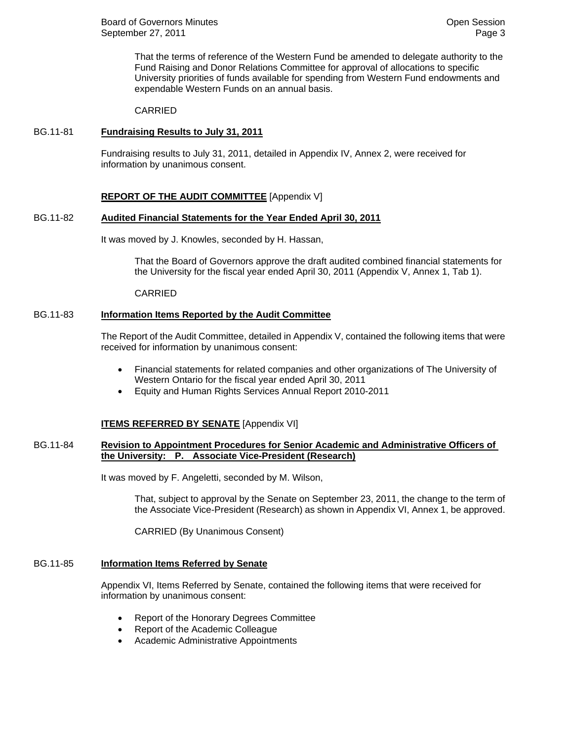That the terms of reference of the Western Fund be amended to delegate authority to the Fund Raising and Donor Relations Committee for approval of allocations to specific University priorities of funds available for spending from Western Fund endowments and expendable Western Funds on an annual basis.

CARRIED

BG.11-81 **Fundraising Results to July 31, 2011**

Fundraising results to July 31, 2011, detailed in Appendix IV, Annex 2, were received for information by unanimous consent.

**REPORT OF THE AUDIT COMMITTEE** [Appendix V]

BG.11-82 **Audited Financial Statements for the Year Ended April 30, 2011**

It was moved by J. Knowles, seconded by H. Hassan,

That the Board of Governors approve the draft audited combined financial statements for the University for the fiscal year ended April 30, 2011 (Appendix V, Annex 1, Tab 1).

CARRIED

BG.11-83 **Information Items Reported by the Audit Committee**

The Report of the Audit Committee, detailed in Appendix V, contained the following items that were received for information by unanimous consent:

- Financial statements for related companies and other organizations of The University of Western Ontario for the fiscal year ended April 30, 2011
- Equity and Human Rights Services Annual Report 2010-2011

**ITEMS REFERRED BY SENATE** [Appendix VI]

BG.11-84 **Revision to Appointment Procedures for Senior Academic and Administrative Officers of the University: P. Associate Vice-President (Research)**

It was moved by F. Angeletti, seconded by M. Wilson,

That, subject to approval by the Senate on September 23, 2011, the change to the term of the Associate Vice-President (Research) as shown in Appendix VI, Annex 1, be approved.

CARRIED (By Unanimous Consent)

BG.11-85 **Information Items Referred by Senate**

Appendix VI, Items Referred by Senate, contained the following items that were received for information by unanimous consent:

- Report of the Honorary Degrees Committee
- Report of the Academic Colleague
- Academic Administrative Appointments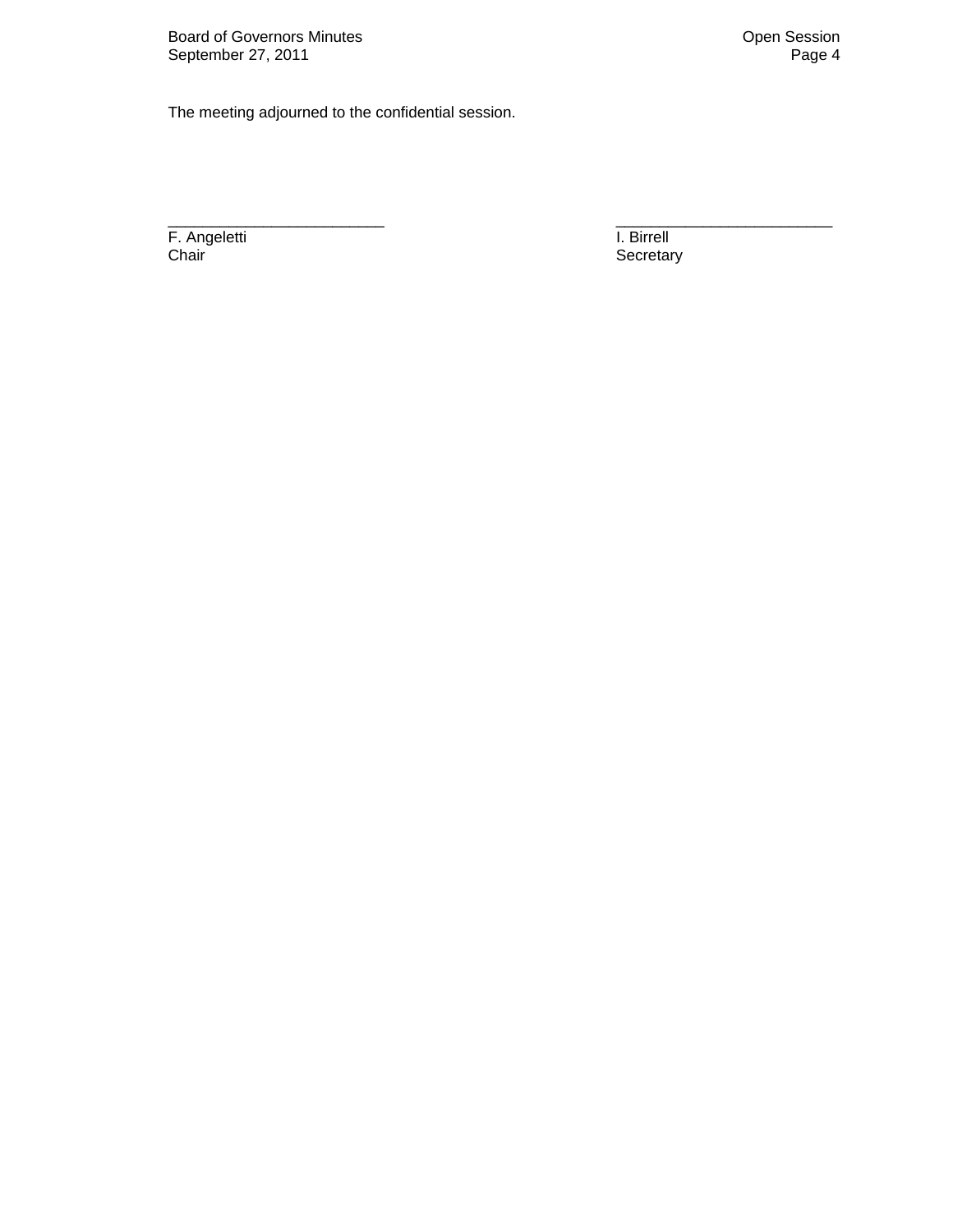The meeting adjourned to the confidential session.

\_\_\_\_\_\_\_\_\_\_\_\_\_\_\_\_\_\_\_\_\_\_\_\_\_
F. Angeletti
Chair

\_\_\_\_\_\_\_\_\_\_\_\_\_\_\_\_\_\_\_\_\_\_\_\_\_
I. Birrell
Secretary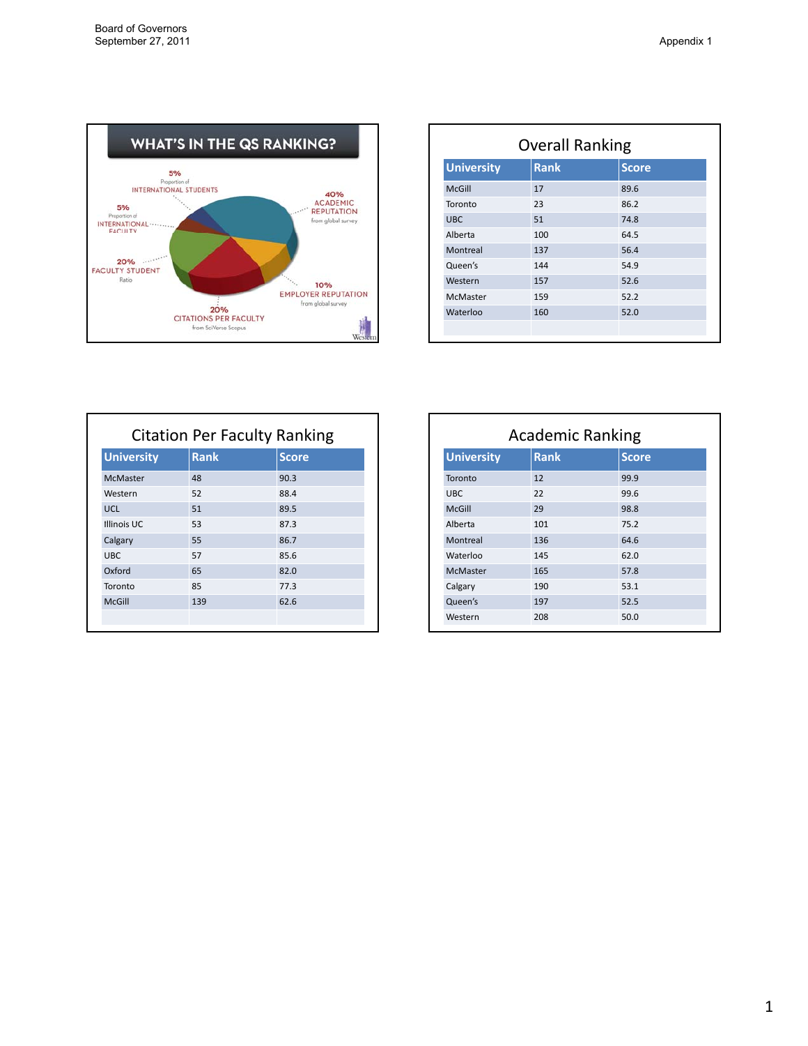## WHAT'S IN THE QS RANKING?

5%
Proportion of
INTERNATIONAL STUDENTS

5%
Proportion of
INTERNATIONAL FACULTY

40%
ACADEMIC REPUTATION
from global survey

20%
FACULTY STUDENT
Ratio

10%
EMPLOYER REPUTATION
from global survey

20%
CITATIONS PER FACULTY
from SciVerse Scopus

Western

## Overall Ranking

| University | Rank | Score |
|---|---|---|
| McGill | 17 | 89.6 |
| Toronto | 23 | 86.2 |
| UBC | 51 | 74.8 |
| Alberta | 100 | 64.5 |
| Montreal | 137 | 56.4 |
| Queen's | 144 | 54.9 |
| Western | 157 | 52.6 |
| McMaster | 159 | 52.2 |
| Waterloo | 160 | 52.0 |

## Citation Per Faculty Ranking

| University | Rank | Score |
|---|---|---|
| McMaster | 48 | 90.3 |
| Western | 52 | 88.4 |
| UCL | 51 | 89.5 |
| Illinois UC | 53 | 87.3 |
| Calgary | 55 | 86.7 |
| UBC | 57 | 85.6 |
| Oxford | 65 | 82.0 |
| Toronto | 85 | 77.3 |
| McGill | 139 | 62.6 |

## Academic Ranking

| University | Rank | Score |
|---|---|---|
| Toronto | 12 | 99.9 |
| UBC | 22 | 99.6 |
| McGill | 29 | 98.8 |
| Alberta | 101 | 75.2 |
| Montreal | 136 | 64.6 |
| Waterloo | 145 | 62.0 |
| McMaster | 165 | 57.8 |
| Calgary | 190 | 53.1 |
| Queen's | 197 | 52.5 |
| Western | 208 | 50.0 |